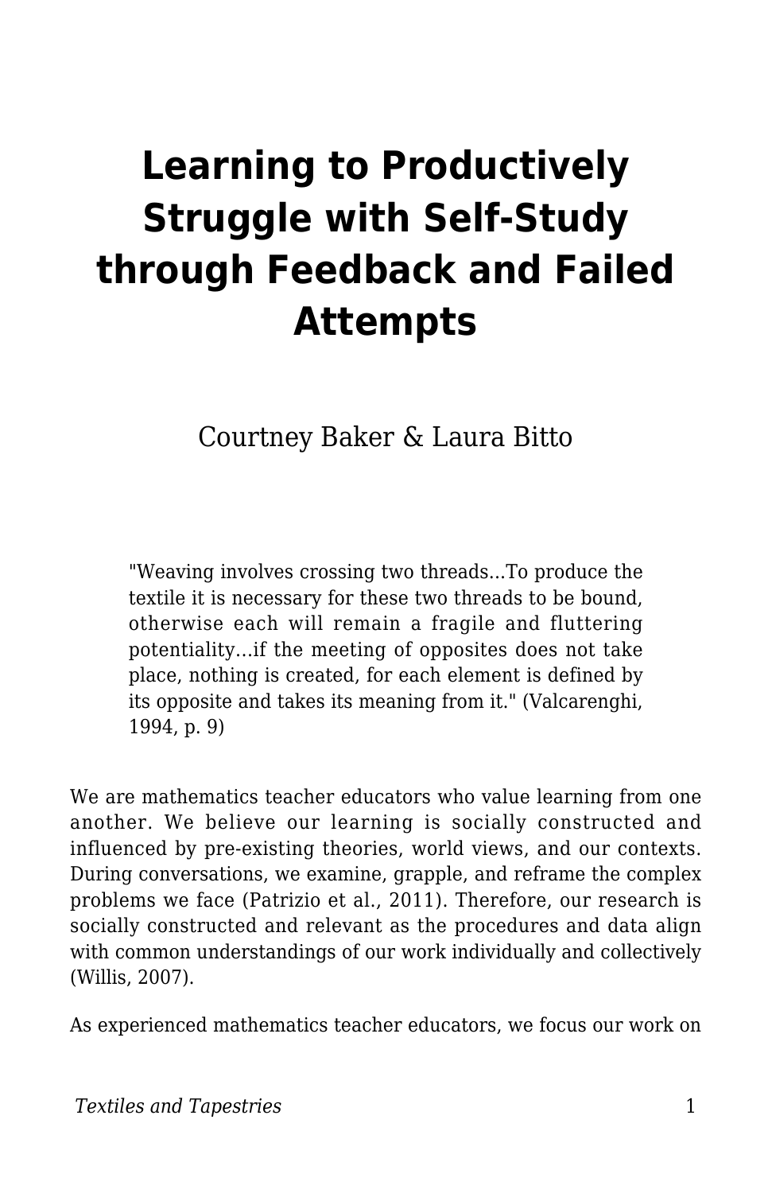# Learning to Productively Struggle with Self-Study through Feedback and Failed Attempts

Courtney Baker & Laura Bitto

> "Weaving involves crossing two threads...To produce the textile it is necessary for these two threads to be bound, otherwise each will remain a fragile and fluttering potentiality...if the meeting of opposites does not take place, nothing is created, for each element is defined by its opposite and takes its meaning from it." (Valcarenghi, 1994, p. 9)

We are mathematics teacher educators who value learning from one another. We believe our learning is socially constructed and influenced by pre-existing theories, world views, and our contexts. During conversations, we examine, grapple, and reframe the complex problems we face (Patrizio et al., 2011). Therefore, our research is socially constructed and relevant as the procedures and data align with common understandings of our work individually and collectively (Willis, 2007).

As experienced mathematics teacher educators, we focus our work on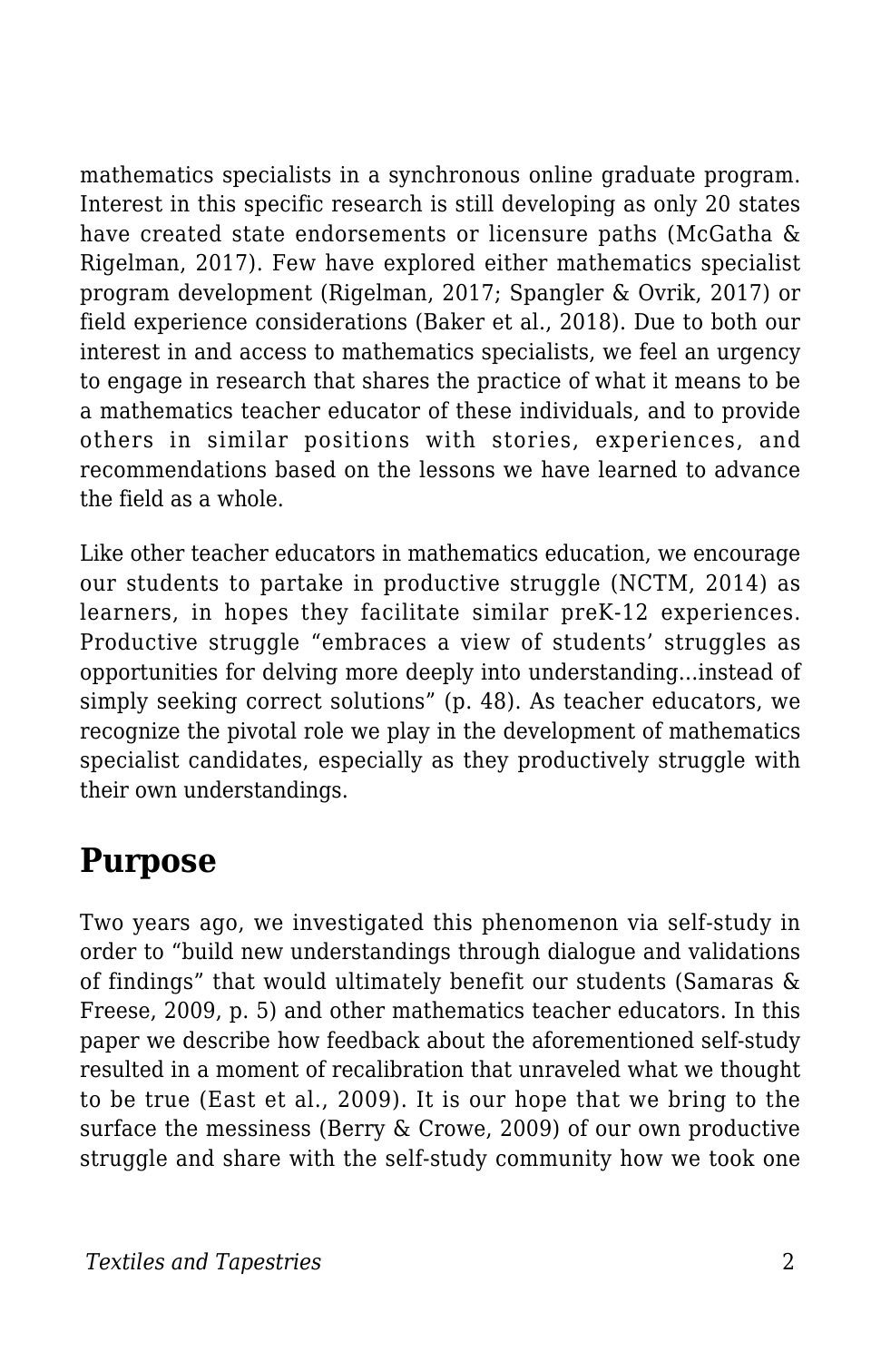mathematics specialists in a synchronous online graduate program. Interest in this specific research is still developing as only 20 states have created state endorsements or licensure paths (McGatha & Rigelman, 2017). Few have explored either mathematics specialist program development (Rigelman, 2017; Spangler & Ovrik, 2017) or field experience considerations (Baker et al., 2018). Due to both our interest in and access to mathematics specialists, we feel an urgency to engage in research that shares the practice of what it means to be a mathematics teacher educator of these individuals, and to provide others in similar positions with stories, experiences, and recommendations based on the lessons we have learned to advance the field as a whole.

Like other teacher educators in mathematics education, we encourage our students to partake in productive struggle (NCTM, 2014) as learners, in hopes they facilitate similar preK-12 experiences. Productive struggle "embraces a view of students' struggles as opportunities for delving more deeply into understanding...instead of simply seeking correct solutions" (p. 48). As teacher educators, we recognize the pivotal role we play in the development of mathematics specialist candidates, especially as they productively struggle with their own understandings.

## Purpose

Two years ago, we investigated this phenomenon via self-study in order to "build new understandings through dialogue and validations of findings" that would ultimately benefit our students (Samaras & Freese, 2009, p. 5) and other mathematics teacher educators. In this paper we describe how feedback about the aforementioned self-study resulted in a moment of recalibration that unraveled what we thought to be true (East et al., 2009). It is our hope that we bring to the surface the messiness (Berry & Crowe, 2009) of our own productive struggle and share with the self-study community how we took one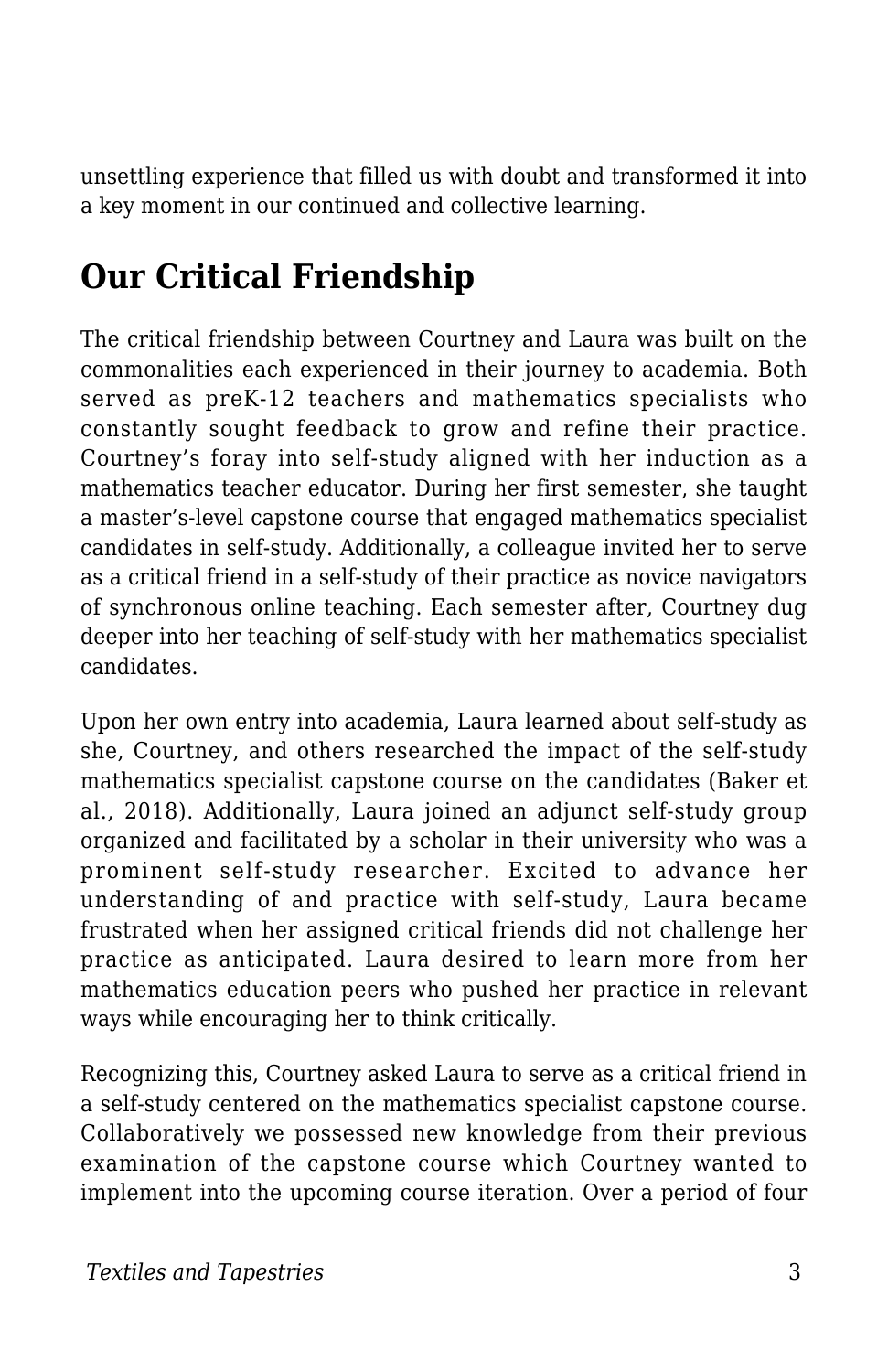unsettling experience that filled us with doubt and transformed it into a key moment in our continued and collective learning.

## Our Critical Friendship

The critical friendship between Courtney and Laura was built on the commonalities each experienced in their journey to academia. Both served as preK-12 teachers and mathematics specialists who constantly sought feedback to grow and refine their practice. Courtney's foray into self-study aligned with her induction as a mathematics teacher educator. During her first semester, she taught a master's-level capstone course that engaged mathematics specialist candidates in self-study. Additionally, a colleague invited her to serve as a critical friend in a self-study of their practice as novice navigators of synchronous online teaching. Each semester after, Courtney dug deeper into her teaching of self-study with her mathematics specialist candidates.

Upon her own entry into academia, Laura learned about self-study as she, Courtney, and others researched the impact of the self-study mathematics specialist capstone course on the candidates (Baker et al., 2018). Additionally, Laura joined an adjunct self-study group organized and facilitated by a scholar in their university who was a prominent self-study researcher. Excited to advance her understanding of and practice with self-study, Laura became frustrated when her assigned critical friends did not challenge her practice as anticipated. Laura desired to learn more from her mathematics education peers who pushed her practice in relevant ways while encouraging her to think critically.

Recognizing this, Courtney asked Laura to serve as a critical friend in a self-study centered on the mathematics specialist capstone course. Collaboratively we possessed new knowledge from their previous examination of the capstone course which Courtney wanted to implement into the upcoming course iteration. Over a period of four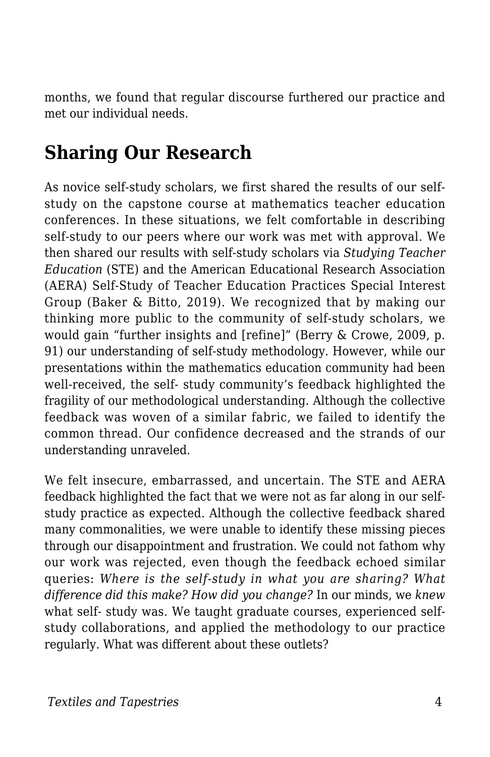months, we found that regular discourse furthered our practice and met our individual needs.

## Sharing Our Research

As novice self-study scholars, we first shared the results of our self-study on the capstone course at mathematics teacher education conferences. In these situations, we felt comfortable in describing self-study to our peers where our work was met with approval. We then shared our results with self-study scholars via *Studying Teacher Education* (STE) and the American Educational Research Association (AERA) Self-Study of Teacher Education Practices Special Interest Group (Baker & Bitto, 2019). We recognized that by making our thinking more public to the community of self-study scholars, we would gain "further insights and [refine]" (Berry & Crowe, 2009, p. 91) our understanding of self-study methodology. However, while our presentations within the mathematics education community had been well-received, the self- study community's feedback highlighted the fragility of our methodological understanding. Although the collective feedback was woven of a similar fabric, we failed to identify the common thread. Our confidence decreased and the strands of our understanding unraveled.

We felt insecure, embarrassed, and uncertain. The STE and AERA feedback highlighted the fact that we were not as far along in our self-study practice as expected. Although the collective feedback shared many commonalities, we were unable to identify these missing pieces through our disappointment and frustration. We could not fathom why our work was rejected, even though the feedback echoed similar queries: *Where is the self-study in what you are sharing? What difference did this make? How did you change?* In our minds, we *knew* what self- study was. We taught graduate courses, experienced self-study collaborations, and applied the methodology to our practice regularly. What was different about these outlets?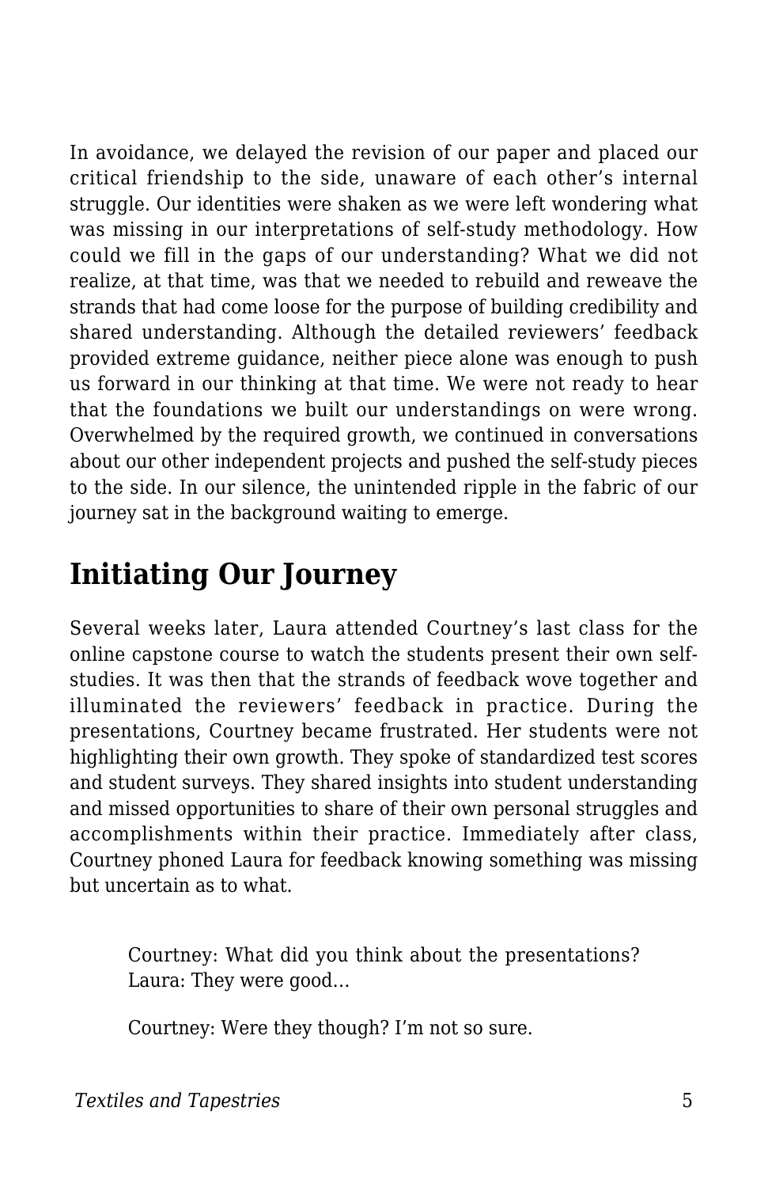In avoidance, we delayed the revision of our paper and placed our critical friendship to the side, unaware of each other's internal struggle. Our identities were shaken as we were left wondering what was missing in our interpretations of self-study methodology. How could we fill in the gaps of our understanding? What we did not realize, at that time, was that we needed to rebuild and reweave the strands that had come loose for the purpose of building credibility and shared understanding. Although the detailed reviewers' feedback provided extreme guidance, neither piece alone was enough to push us forward in our thinking at that time. We were not ready to hear that the foundations we built our understandings on were wrong. Overwhelmed by the required growth, we continued in conversations about our other independent projects and pushed the self-study pieces to the side. In our silence, the unintended ripple in the fabric of our journey sat in the background waiting to emerge.

## Initiating Our Journey

Several weeks later, Laura attended Courtney's last class for the online capstone course to watch the students present their own self-studies. It was then that the strands of feedback wove together and illuminated the reviewers' feedback in practice. During the presentations, Courtney became frustrated. Her students were not highlighting their own growth. They spoke of standardized test scores and student surveys. They shared insights into student understanding and missed opportunities to share of their own personal struggles and accomplishments within their practice. Immediately after class, Courtney phoned Laura for feedback knowing something was missing but uncertain as to what.

> Courtney: What did you think about the presentations?
> Laura: They were good...
>
> Courtney: Were they though? I'm not so sure.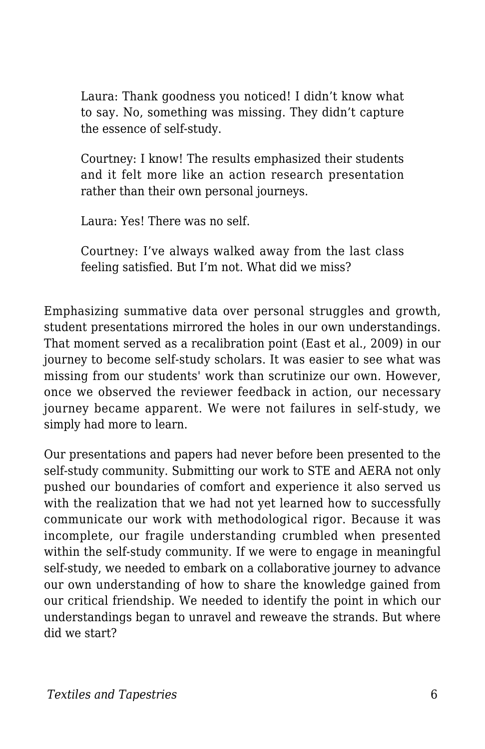> Laura: Thank goodness you noticed! I didn't know what to say. No, something was missing. They didn't capture the essence of self-study.
>
> Courtney: I know! The results emphasized their students and it felt more like an action research presentation rather than their own personal journeys.
>
> Laura: Yes! There was no self.
>
> Courtney: I've always walked away from the last class feeling satisfied. But I'm not. What did we miss?

Emphasizing summative data over personal struggles and growth, student presentations mirrored the holes in our own understandings. That moment served as a recalibration point (East et al., 2009) in our journey to become self-study scholars. It was easier to see what was missing from our students' work than scrutinize our own. However, once we observed the reviewer feedback in action, our necessary journey became apparent. We were not failures in self-study, we simply had more to learn.

Our presentations and papers had never before been presented to the self-study community. Submitting our work to STE and AERA not only pushed our boundaries of comfort and experience it also served us with the realization that we had not yet learned how to successfully communicate our work with methodological rigor. Because it was incomplete, our fragile understanding crumbled when presented within the self-study community. If we were to engage in meaningful self-study, we needed to embark on a collaborative journey to advance our own understanding of how to share the knowledge gained from our critical friendship. We needed to identify the point in which our understandings began to unravel and reweave the strands. But where did we start?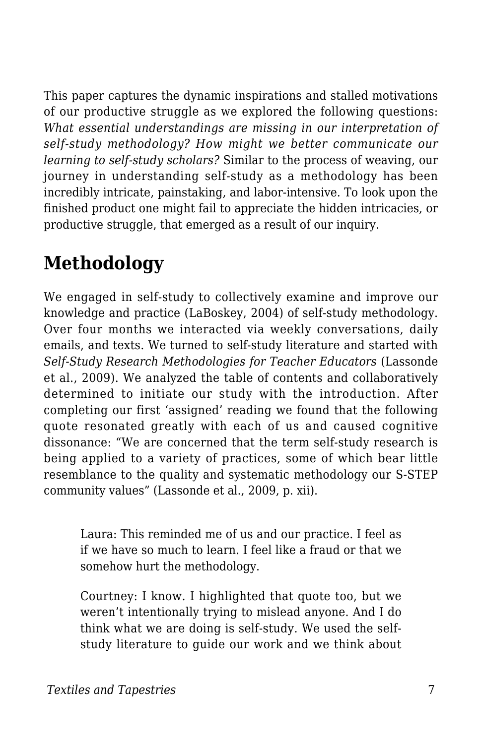This paper captures the dynamic inspirations and stalled motivations of our productive struggle as we explored the following questions: *What essential understandings are missing in our interpretation of self-study methodology? How might we better communicate our learning to self-study scholars?* Similar to the process of weaving, our journey in understanding self-study as a methodology has been incredibly intricate, painstaking, and labor-intensive. To look upon the finished product one might fail to appreciate the hidden intricacies, or productive struggle, that emerged as a result of our inquiry.

## Methodology

We engaged in self-study to collectively examine and improve our knowledge and practice (LaBoskey, 2004) of self-study methodology. Over four months we interacted via weekly conversations, daily emails, and texts. We turned to self-study literature and started with *Self-Study Research Methodologies for Teacher Educators* (Lassonde et al., 2009). We analyzed the table of contents and collaboratively determined to initiate our study with the introduction. After completing our first 'assigned' reading we found that the following quote resonated greatly with each of us and caused cognitive dissonance: "We are concerned that the term self-study research is being applied to a variety of practices, some of which bear little resemblance to the quality and systematic methodology our S-STEP community values" (Lassonde et al., 2009, p. xii).

> Laura: This reminded me of us and our practice. I feel as if we have so much to learn. I feel like a fraud or that we somehow hurt the methodology.
>
> Courtney: I know. I highlighted that quote too, but we weren't intentionally trying to mislead anyone. And I do think what we are doing is self-study. We used the self-study literature to guide our work and we think about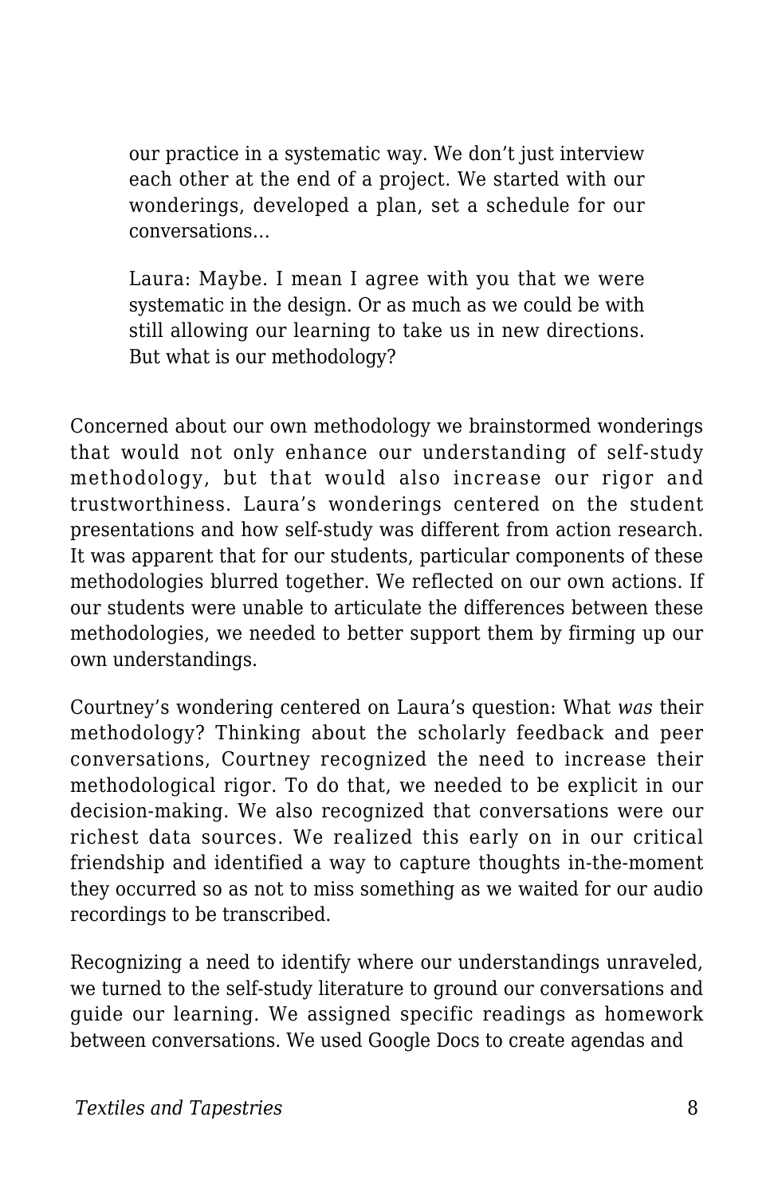> our practice in a systematic way. We don't just interview each other at the end of a project. We started with our wonderings, developed a plan, set a schedule for our conversations…
>
> Laura: Maybe. I mean I agree with you that we were systematic in the design. Or as much as we could be with still allowing our learning to take us in new directions. But what is our methodology?

Concerned about our own methodology we brainstormed wonderings that would not only enhance our understanding of self-study methodology, but that would also increase our rigor and trustworthiness. Laura's wonderings centered on the student presentations and how self-study was different from action research. It was apparent that for our students, particular components of these methodologies blurred together. We reflected on our own actions. If our students were unable to articulate the differences between these methodologies, we needed to better support them by firming up our own understandings.

Courtney's wondering centered on Laura's question: What *was* their methodology? Thinking about the scholarly feedback and peer conversations, Courtney recognized the need to increase their methodological rigor. To do that, we needed to be explicit in our decision-making. We also recognized that conversations were our richest data sources. We realized this early on in our critical friendship and identified a way to capture thoughts in-the-moment they occurred so as not to miss something as we waited for our audio recordings to be transcribed.

Recognizing a need to identify where our understandings unraveled, we turned to the self-study literature to ground our conversations and guide our learning. We assigned specific readings as homework between conversations. We used Google Docs to create agendas and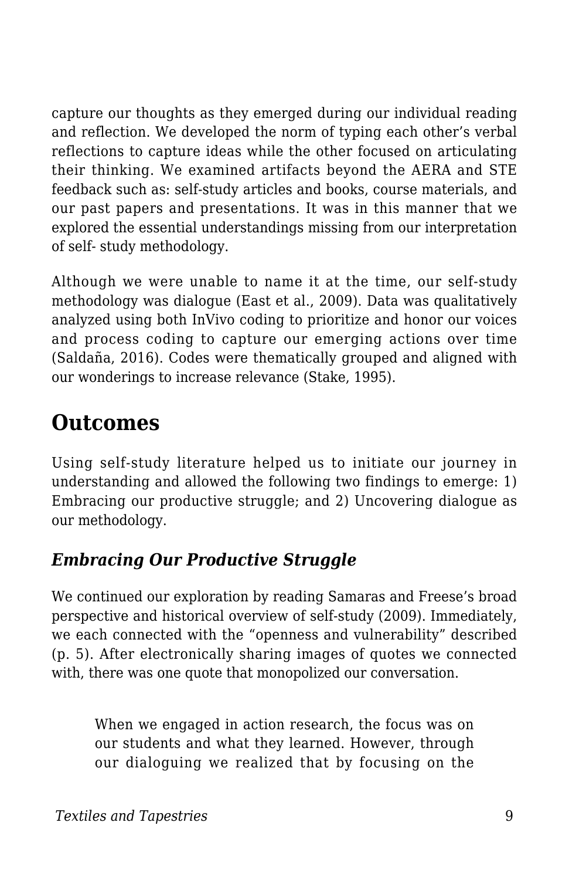capture our thoughts as they emerged during our individual reading and reflection. We developed the norm of typing each other's verbal reflections to capture ideas while the other focused on articulating their thinking. We examined artifacts beyond the AERA and STE feedback such as: self-study articles and books, course materials, and our past papers and presentations. It was in this manner that we explored the essential understandings missing from our interpretation of self- study methodology.

Although we were unable to name it at the time, our self-study methodology was dialogue (East et al., 2009). Data was qualitatively analyzed using both InVivo coding to prioritize and honor our voices and process coding to capture our emerging actions over time (Saldaña, 2016). Codes were thematically grouped and aligned with our wonderings to increase relevance (Stake, 1995).

## Outcomes

Using self-study literature helped us to initiate our journey in understanding and allowed the following two findings to emerge: 1) Embracing our productive struggle; and 2) Uncovering dialogue as our methodology.

### *Embracing Our Productive Struggle*

We continued our exploration by reading Samaras and Freese's broad perspective and historical overview of self-study (2009). Immediately, we each connected with the "openness and vulnerability" described (p. 5). After electronically sharing images of quotes we connected with, there was one quote that monopolized our conversation.

> When we engaged in action research, the focus was on our students and what they learned. However, through our dialoguing we realized that by focusing on the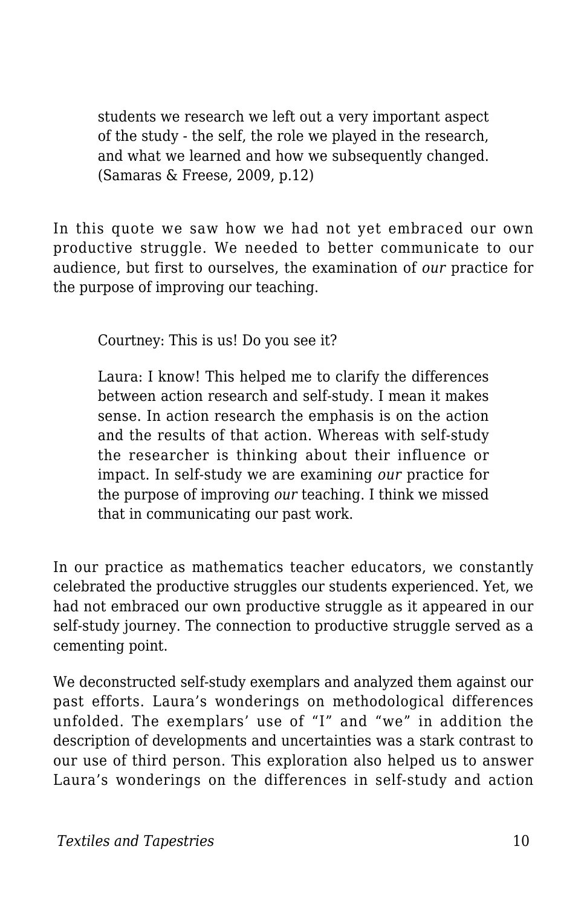> students we research we left out a very important aspect of the study - the self, the role we played in the research, and what we learned and how we subsequently changed. (Samaras & Freese, 2009, p.12)

In this quote we saw how we had not yet embraced our own productive struggle. We needed to better communicate to our audience, but first to ourselves, the examination of *our* practice for the purpose of improving our teaching.

> Courtney: This is us! Do you see it?
>
> Laura: I know! This helped me to clarify the differences between action research and self-study. I mean it makes sense. In action research the emphasis is on the action and the results of that action. Whereas with self-study the researcher is thinking about their influence or impact. In self-study we are examining *our* practice for the purpose of improving *our* teaching. I think we missed that in communicating our past work.

In our practice as mathematics teacher educators, we constantly celebrated the productive struggles our students experienced. Yet, we had not embraced our own productive struggle as it appeared in our self-study journey. The connection to productive struggle served as a cementing point.

We deconstructed self-study exemplars and analyzed them against our past efforts. Laura's wonderings on methodological differences unfolded. The exemplars' use of "I" and "we" in addition the description of developments and uncertainties was a stark contrast to our use of third person. This exploration also helped us to answer Laura's wonderings on the differences in self-study and action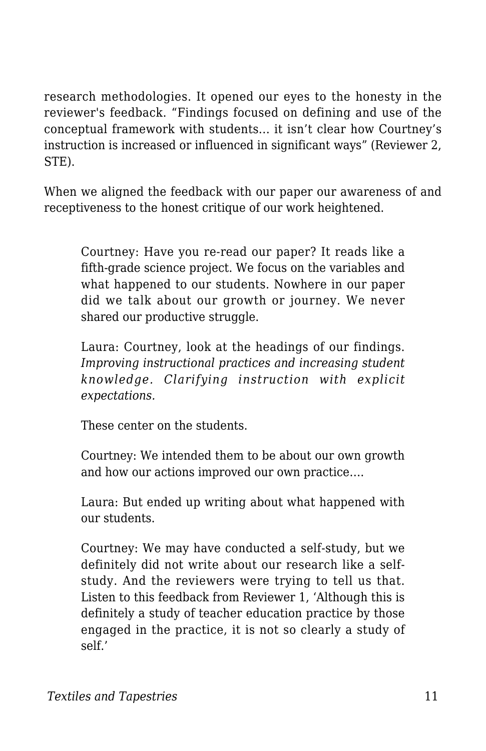research methodologies. It opened our eyes to the honesty in the reviewer's feedback. “Findings focused on defining and use of the conceptual framework with students… it isn’t clear how Courtney’s instruction is increased or influenced in significant ways” (Reviewer 2, STE).

When we aligned the feedback with our paper our awareness of and receptiveness to the honest critique of our work heightened.

> Courtney: Have you re-read our paper? It reads like a fifth-grade science project. We focus on the variables and what happened to our students. Nowhere in our paper did we talk about our growth or journey. We never shared our productive struggle.
>
> Laura: Courtney, look at the headings of our findings. *Improving instructional practices and increasing student knowledge. Clarifying instruction with explicit expectations.*
>
> These center on the students.
>
> Courtney: We intended them to be about our own growth and how our actions improved our own practice….
>
> Laura: But ended up writing about what happened with our students.
>
> Courtney: We may have conducted a self-study, but we definitely did not write about our research like a self-study. And the reviewers were trying to tell us that. Listen to this feedback from Reviewer 1, ‘Although this is definitely a study of teacher education practice by those engaged in the practice, it is not so clearly a study of self.’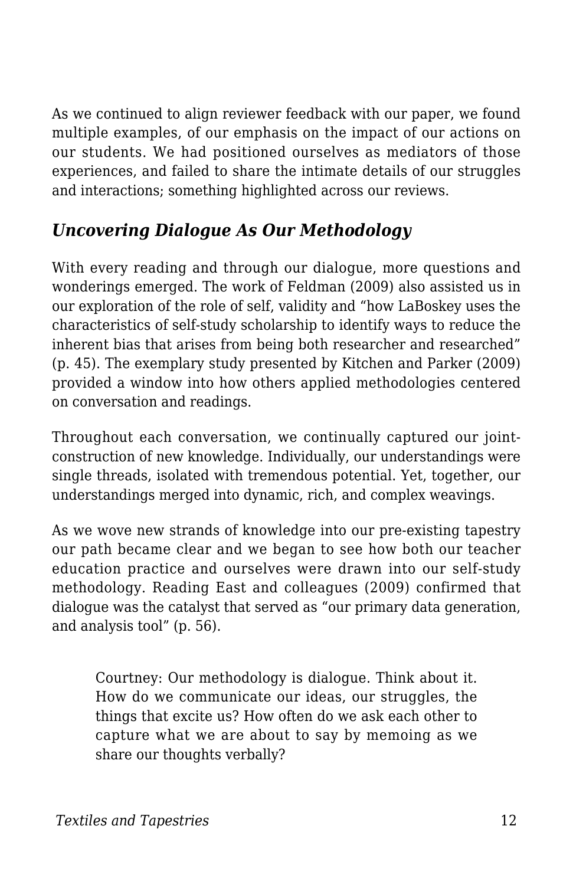As we continued to align reviewer feedback with our paper, we found multiple examples, of our emphasis on the impact of our actions on our students. We had positioned ourselves as mediators of those experiences, and failed to share the intimate details of our struggles and interactions; something highlighted across our reviews.

### *Uncovering Dialogue As Our Methodology*

With every reading and through our dialogue, more questions and wonderings emerged. The work of Feldman (2009) also assisted us in our exploration of the role of self, validity and "how LaBoskey uses the characteristics of self-study scholarship to identify ways to reduce the inherent bias that arises from being both researcher and researched" (p. 45). The exemplary study presented by Kitchen and Parker (2009) provided a window into how others applied methodologies centered on conversation and readings.

Throughout each conversation, we continually captured our joint-construction of new knowledge. Individually, our understandings were single threads, isolated with tremendous potential. Yet, together, our understandings merged into dynamic, rich, and complex weavings.

As we wove new strands of knowledge into our pre-existing tapestry our path became clear and we began to see how both our teacher education practice and ourselves were drawn into our self-study methodology. Reading East and colleagues (2009) confirmed that dialogue was the catalyst that served as "our primary data generation, and analysis tool" (p. 56).

> Courtney: Our methodology is dialogue. Think about it. How do we communicate our ideas, our struggles, the things that excite us? How often do we ask each other to capture what we are about to say by memoing as we share our thoughts verbally?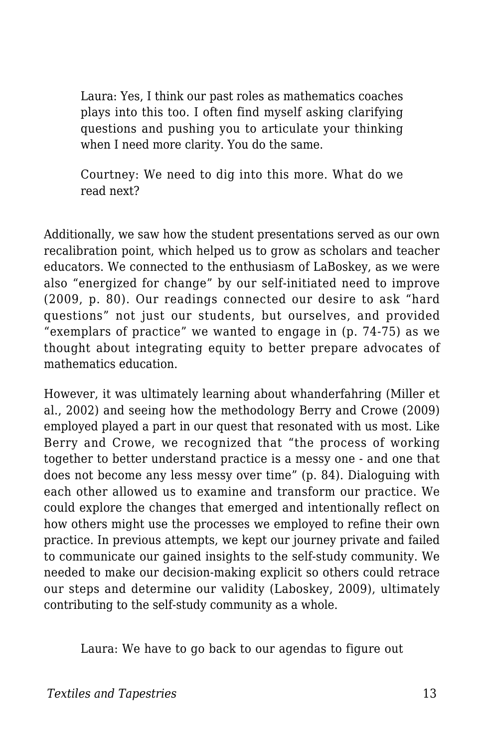> Laura: Yes, I think our past roles as mathematics coaches plays into this too. I often find myself asking clarifying questions and pushing you to articulate your thinking when I need more clarity. You do the same.
>
> Courtney: We need to dig into this more. What do we read next?

Additionally, we saw how the student presentations served as our own recalibration point, which helped us to grow as scholars and teacher educators. We connected to the enthusiasm of LaBoskey, as we were also "energized for change" by our self-initiated need to improve (2009, p. 80). Our readings connected our desire to ask "hard questions" not just our students, but ourselves, and provided "exemplars of practice" we wanted to engage in (p. 74-75) as we thought about integrating equity to better prepare advocates of mathematics education.

However, it was ultimately learning about whanderfahring (Miller et al., 2002) and seeing how the methodology Berry and Crowe (2009) employed played a part in our quest that resonated with us most. Like Berry and Crowe, we recognized that "the process of working together to better understand practice is a messy one - and one that does not become any less messy over time" (p. 84). Dialoguing with each other allowed us to examine and transform our practice. We could explore the changes that emerged and intentionally reflect on how others might use the processes we employed to refine their own practice. In previous attempts, we kept our journey private and failed to communicate our gained insights to the self-study community. We needed to make our decision-making explicit so others could retrace our steps and determine our validity (Laboskey, 2009), ultimately contributing to the self-study community as a whole.

> Laura: We have to go back to our agendas to figure out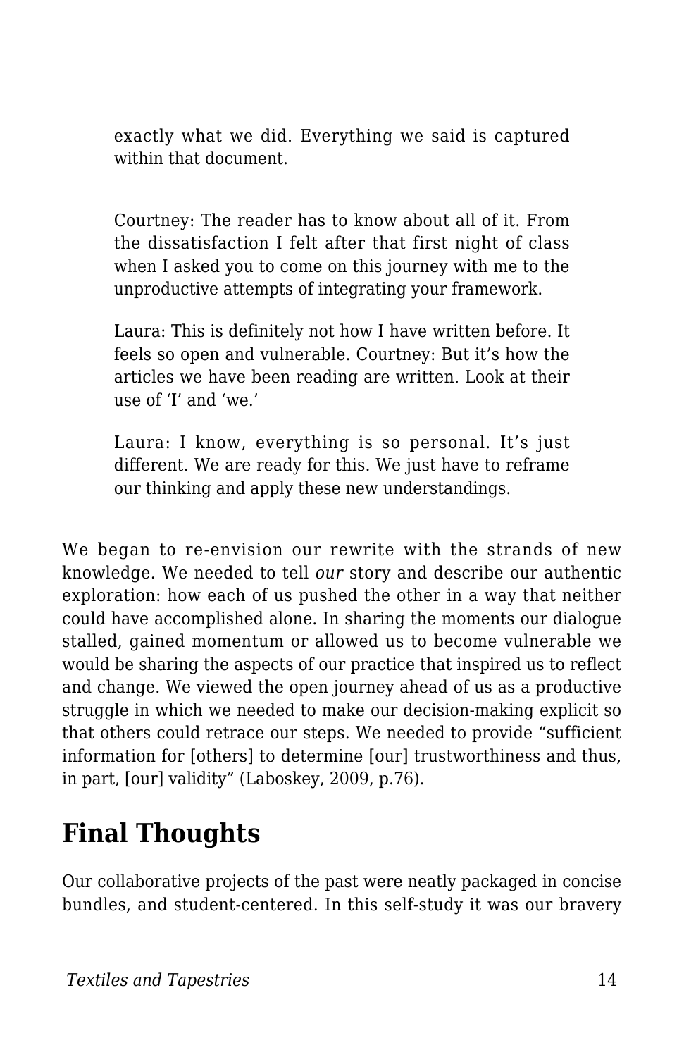exactly what we did. Everything we said is captured within that document.

Courtney: The reader has to know about all of it. From the dissatisfaction I felt after that first night of class when I asked you to come on this journey with me to the unproductive attempts of integrating your framework.

Laura: This is definitely not how I have written before. It feels so open and vulnerable. Courtney: But it's how the articles we have been reading are written. Look at their use of 'I' and 'we.'

Laura: I know, everything is so personal. It's just different. We are ready for this. We just have to reframe our thinking and apply these new understandings.

We began to re-envision our rewrite with the strands of new knowledge. We needed to tell *our* story and describe our authentic exploration: how each of us pushed the other in a way that neither could have accomplished alone. In sharing the moments our dialogue stalled, gained momentum or allowed us to become vulnerable we would be sharing the aspects of our practice that inspired us to reflect and change. We viewed the open journey ahead of us as a productive struggle in which we needed to make our decision-making explicit so that others could retrace our steps. We needed to provide "sufficient information for [others] to determine [our] trustworthiness and thus, in part, [our] validity" (Laboskey, 2009, p.76).

## Final Thoughts

Our collaborative projects of the past were neatly packaged in concise bundles, and student-centered. In this self-study it was our bravery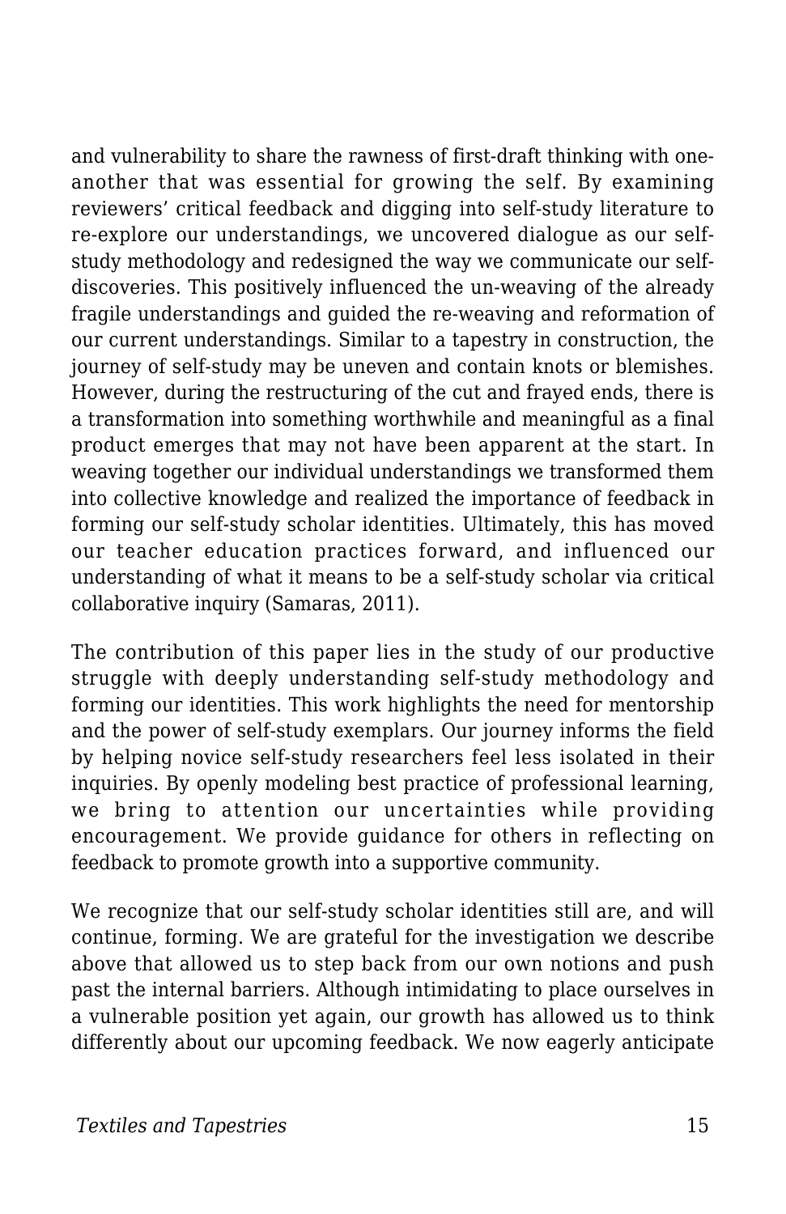and vulnerability to share the rawness of first-draft thinking with one-another that was essential for growing the self. By examining reviewers' critical feedback and digging into self-study literature to re-explore our understandings, we uncovered dialogue as our self-study methodology and redesigned the way we communicate our self-discoveries. This positively influenced the un-weaving of the already fragile understandings and guided the re-weaving and reformation of our current understandings. Similar to a tapestry in construction, the journey of self-study may be uneven and contain knots or blemishes. However, during the restructuring of the cut and frayed ends, there is a transformation into something worthwhile and meaningful as a final product emerges that may not have been apparent at the start. In weaving together our individual understandings we transformed them into collective knowledge and realized the importance of feedback in forming our self-study scholar identities. Ultimately, this has moved our teacher education practices forward, and influenced our understanding of what it means to be a self-study scholar via critical collaborative inquiry (Samaras, 2011).

The contribution of this paper lies in the study of our productive struggle with deeply understanding self-study methodology and forming our identities. This work highlights the need for mentorship and the power of self-study exemplars. Our journey informs the field by helping novice self-study researchers feel less isolated in their inquiries. By openly modeling best practice of professional learning, we bring to attention our uncertainties while providing encouragement. We provide guidance for others in reflecting on feedback to promote growth into a supportive community.

We recognize that our self-study scholar identities still are, and will continue, forming. We are grateful for the investigation we describe above that allowed us to step back from our own notions and push past the internal barriers. Although intimidating to place ourselves in a vulnerable position yet again, our growth has allowed us to think differently about our upcoming feedback. We now eagerly anticipate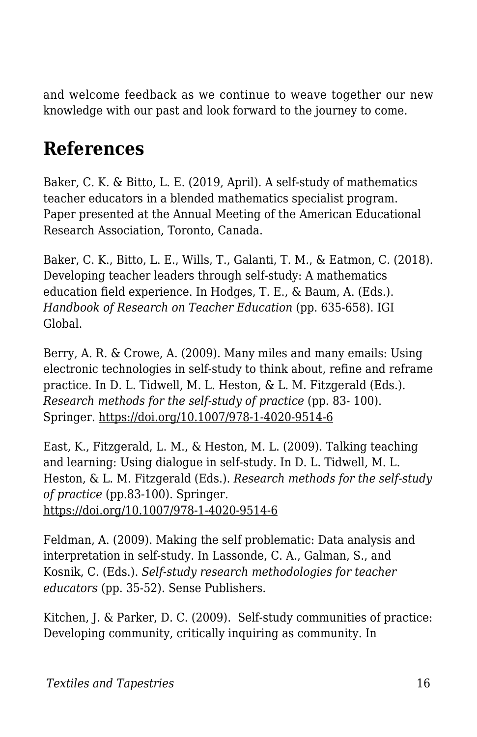and welcome feedback as we continue to weave together our new knowledge with our past and look forward to the journey to come.

## References

Baker, C. K. & Bitto, L. E. (2019, April). A self-study of mathematics teacher educators in a blended mathematics specialist program. Paper presented at the Annual Meeting of the American Educational Research Association, Toronto, Canada.

Baker, C. K., Bitto, L. E., Wills, T., Galanti, T. M., & Eatmon, C. (2018). Developing teacher leaders through self-study: A mathematics education field experience. In Hodges, T. E., & Baum, A. (Eds.). *Handbook of Research on Teacher Education* (pp. 635-658). IGI Global.

Berry, A. R. & Crowe, A. (2009). Many miles and many emails: Using electronic technologies in self-study to think about, refine and reframe practice. In D. L. Tidwell, M. L. Heston, & L. M. Fitzgerald (Eds.). *Research methods for the self-study of practice* (pp. 83- 100). Springer. https://doi.org/10.1007/978-1-4020-9514-6

East, K., Fitzgerald, L. M., & Heston, M. L. (2009). Talking teaching and learning: Using dialogue in self-study. In D. L. Tidwell, M. L. Heston, & L. M. Fitzgerald (Eds.). *Research methods for the self-study of practice* (pp.83-100). Springer. https://doi.org/10.1007/978-1-4020-9514-6

Feldman, A. (2009). Making the self problematic: Data analysis and interpretation in self-study. In Lassonde, C. A., Galman, S., and Kosnik, C. (Eds.). *Self-study research methodologies for teacher educators* (pp. 35-52). Sense Publishers.

Kitchen, J. & Parker, D. C. (2009). Self-study communities of practice: Developing community, critically inquiring as community. In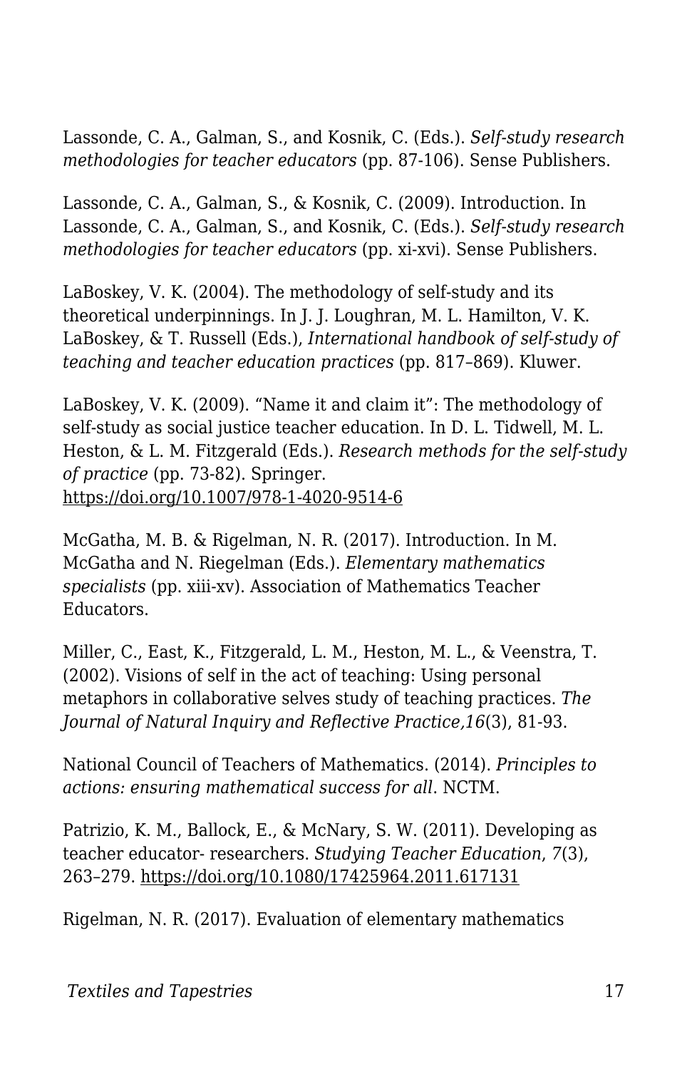Lassonde, C. A., Galman, S., and Kosnik, C. (Eds.). *Self-study research methodologies for teacher educators* (pp. 87-106). Sense Publishers.

Lassonde, C. A., Galman, S., & Kosnik, C. (2009). Introduction. In Lassonde, C. A., Galman, S., and Kosnik, C. (Eds.). *Self-study research methodologies for teacher educators* (pp. xi-xvi). Sense Publishers.

LaBoskey, V. K. (2004). The methodology of self-study and its theoretical underpinnings. In J. J. Loughran, M. L. Hamilton, V. K. LaBoskey, & T. Russell (Eds.), *International handbook of self-study of teaching and teacher education practices* (pp. 817–869). Kluwer.

LaBoskey, V. K. (2009). “Name it and claim it”: The methodology of self-study as social justice teacher education. In D. L. Tidwell, M. L. Heston, & L. M. Fitzgerald (Eds.). *Research methods for the self-study of practice* (pp. 73-82). Springer. https://doi.org/10.1007/978-1-4020-9514-6

McGatha, M. B. & Rigelman, N. R. (2017). Introduction. In M. McGatha and N. Riegelman (Eds.). *Elementary mathematics specialists* (pp. xiii-xv). Association of Mathematics Teacher Educators.

Miller, C., East, K., Fitzgerald, L. M., Heston, M. L., & Veenstra, T. (2002). Visions of self in the act of teaching: Using personal metaphors in collaborative selves study of teaching practices. *The Journal of Natural Inquiry and Reflective Practice,16*(3), 81-93.

National Council of Teachers of Mathematics. (2014). *Principles to actions: ensuring mathematical success for all*. NCTM.

Patrizio, K. M., Ballock, E., & McNary, S. W. (2011). Developing as teacher educator- researchers. *Studying Teacher Education*, *7*(3), 263–279. https://doi.org/10.1080/17425964.2011.617131

Rigelman, N. R. (2017). Evaluation of elementary mathematics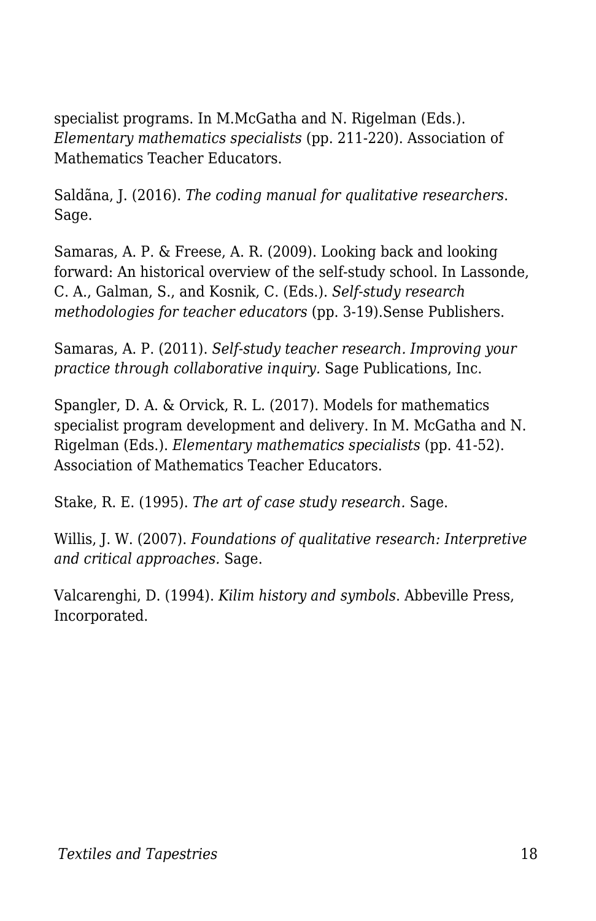specialist programs. In M.McGatha and N. Rigelman (Eds.). *Elementary mathematics specialists* (pp. 211-220). Association of Mathematics Teacher Educators.

Saldãna, J. (2016). *The coding manual for qualitative researchers*. Sage.

Samaras, A. P. & Freese, A. R. (2009). Looking back and looking forward: An historical overview of the self-study school. In Lassonde, C. A., Galman, S., and Kosnik, C. (Eds.). *Self-study research methodologies for teacher educators* (pp. 3-19).Sense Publishers.

Samaras, A. P. (2011). *Self-study teacher research. Improving your practice through collaborative inquiry.* Sage Publications, Inc.

Spangler, D. A. & Orvick, R. L. (2017). Models for mathematics specialist program development and delivery. In M. McGatha and N. Rigelman (Eds.). *Elementary mathematics specialists* (pp. 41-52). Association of Mathematics Teacher Educators.

Stake, R. E. (1995). *The art of case study research.* Sage.

Willis, J. W. (2007). *Foundations of qualitative research: Interpretive and critical approaches.* Sage.

Valcarenghi, D. (1994). *Kilim history and symbols*. Abbeville Press, Incorporated.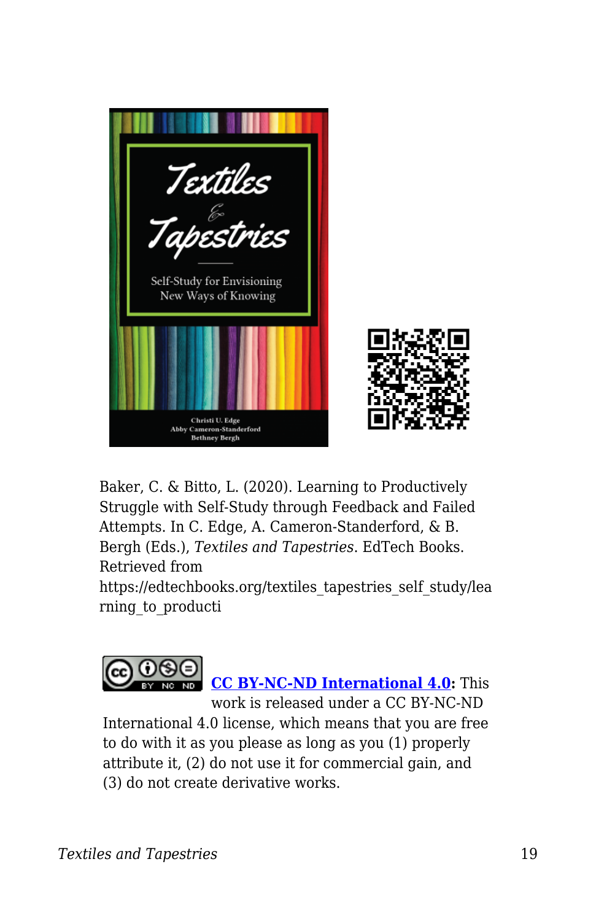Baker, C. & Bitto, L. (2020). Learning to Productively Struggle with Self-Study through Feedback and Failed Attempts. In C. Edge, A. Cameron-Standerford, & B. Bergh (Eds.), *Textiles and Tapestries*. EdTech Books. Retrieved from https://edtechbooks.org/textiles_tapestries_self_study/learning_to_producti

**CC BY-NC-ND International 4.0:** This work is released under a CC BY-NC-ND International 4.0 license, which means that you are free to do with it as you please as long as you (1) properly attribute it, (2) do not use it for commercial gain, and (3) do not create derivative works.